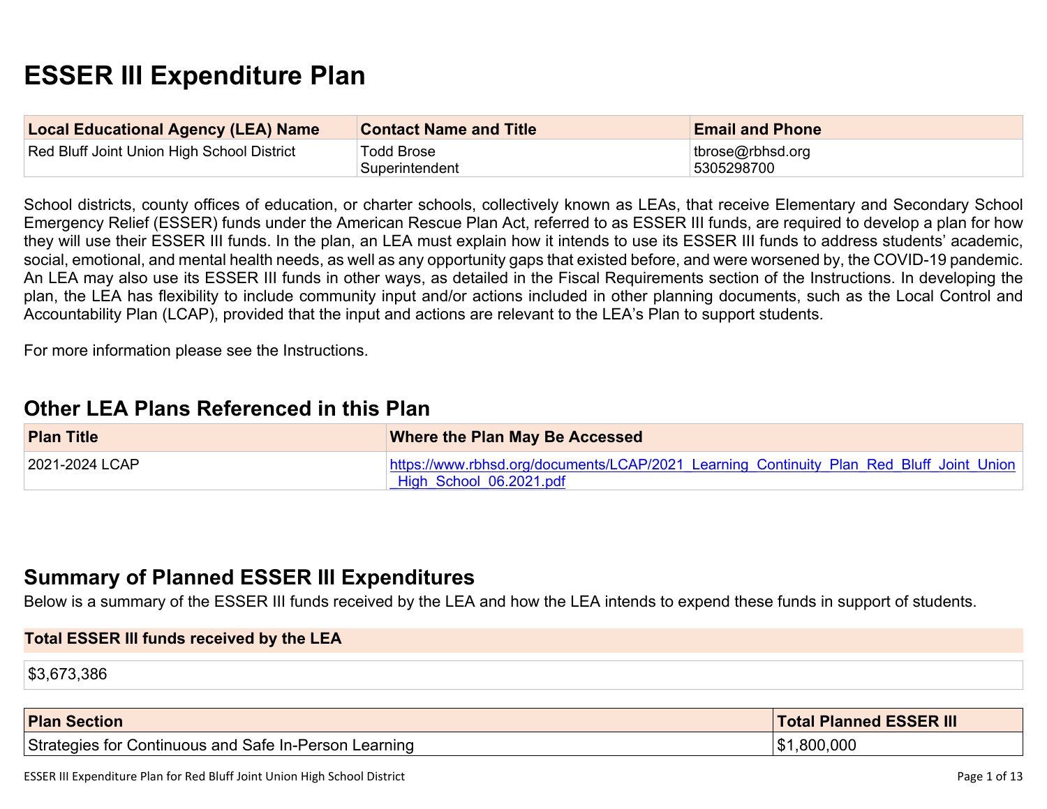# ESSER III Expenditure Plan

| Local Educational Agency (LEA) Name | Contact Name and Title | Email and Phone |
| --- | --- | --- |
| Red Bluff Joint Union High School District | Todd Brose<br>Superintendent | tbrose@rbhsd.org<br>5305298700 |

School districts, county offices of education, or charter schools, collectively known as LEAs, that receive Elementary and Secondary School Emergency Relief (ESSER) funds under the American Rescue Plan Act, referred to as ESSER III funds, are required to develop a plan for how they will use their ESSER III funds. In the plan, an LEA must explain how it intends to use its ESSER III funds to address students' academic, social, emotional, and mental health needs, as well as any opportunity gaps that existed before, and were worsened by, the COVID-19 pandemic. An LEA may also use its ESSER III funds in other ways, as detailed in the Fiscal Requirements section of the Instructions. In developing the plan, the LEA has flexibility to include community input and/or actions included in other planning documents, such as the Local Control and Accountability Plan (LCAP), provided that the input and actions are relevant to the LEA's Plan to support students.

For more information please see the Instructions.

## Other LEA Plans Referenced in this Plan

| Plan Title | Where the Plan May Be Accessed |
| --- | --- |
| 2021-2024 LCAP | https://www.rbhsd.org/documents/LCAP/2021_Learning_Continuity_Plan_Red_Bluff_Joint_Union_High_School_06.2021.pdf |

## Summary of Planned ESSER III Expenditures

Below is a summary of the ESSER III funds received by the LEA and how the LEA intends to expend these funds in support of students.

| Total ESSER III funds received by the LEA |
| --- |
| $3,673,386 |

| Plan Section | Total Planned ESSER III |
| --- | --- |
| Strategies for Continuous and Safe In-Person Learning | $1,800,000 |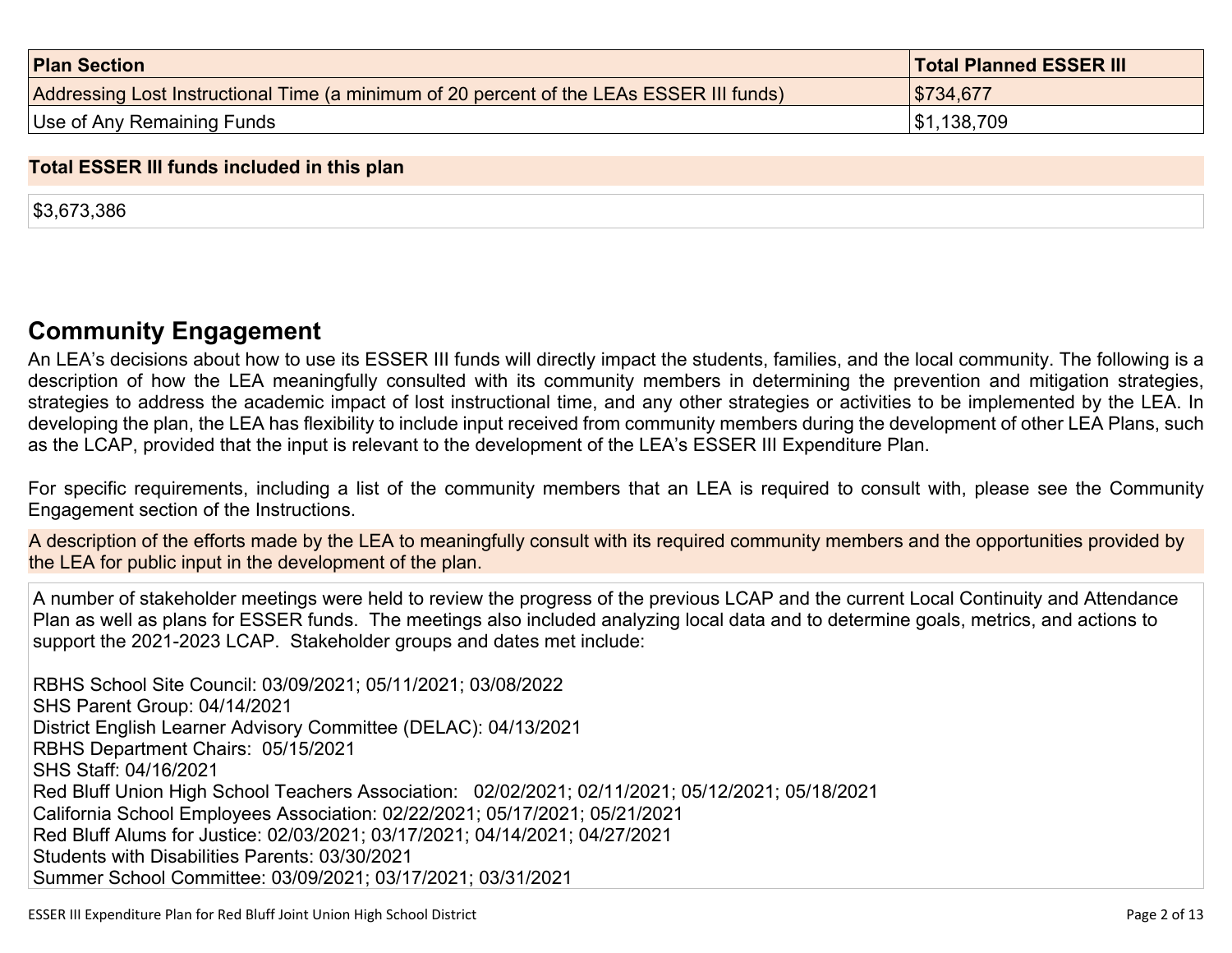| Plan Section | Total Planned ESSER III |
| --- | --- |
| Addressing Lost Instructional Time (a minimum of 20 percent of the LEAs ESSER III funds) | $734,677 |
| Use of Any Remaining Funds | $1,138,709 |

**Total ESSER III funds included in this plan**

$3,673,386

## Community Engagement

An LEA's decisions about how to use its ESSER III funds will directly impact the students, families, and the local community. The following is a description of how the LEA meaningfully consulted with its community members in determining the prevention and mitigation strategies, strategies to address the academic impact of lost instructional time, and any other strategies or activities to be implemented by the LEA. In developing the plan, the LEA has flexibility to include input received from community members during the development of other LEA Plans, such as the LCAP, provided that the input is relevant to the development of the LEA's ESSER III Expenditure Plan.

For specific requirements, including a list of the community members that an LEA is required to consult with, please see the Community Engagement section of the Instructions.

**A description of the efforts made by the LEA to meaningfully consult with its required community members and the opportunities provided by the LEA for public input in the development of the plan.**

A number of stakeholder meetings were held to review the progress of the previous LCAP and the current Local Continuity and Attendance Plan as well as plans for ESSER funds. The meetings also included analyzing local data and to determine goals, metrics, and actions to support the 2021-2023 LCAP. Stakeholder groups and dates met include:

RBHS School Site Council: 03/09/2021; 05/11/2021; 03/08/2022
SHS Parent Group: 04/14/2021
District English Learner Advisory Committee (DELAC): 04/13/2021
RBHS Department Chairs: 05/15/2021
SHS Staff: 04/16/2021
Red Bluff Union High School Teachers Association: 02/02/2021; 02/11/2021; 05/12/2021; 05/18/2021
California School Employees Association: 02/22/2021; 05/17/2021; 05/21/2021
Red Bluff Alums for Justice: 02/03/2021; 03/17/2021; 04/14/2021; 04/27/2021
Students with Disabilities Parents: 03/30/2021
Summer School Committee: 03/09/2021; 03/17/2021; 03/31/2021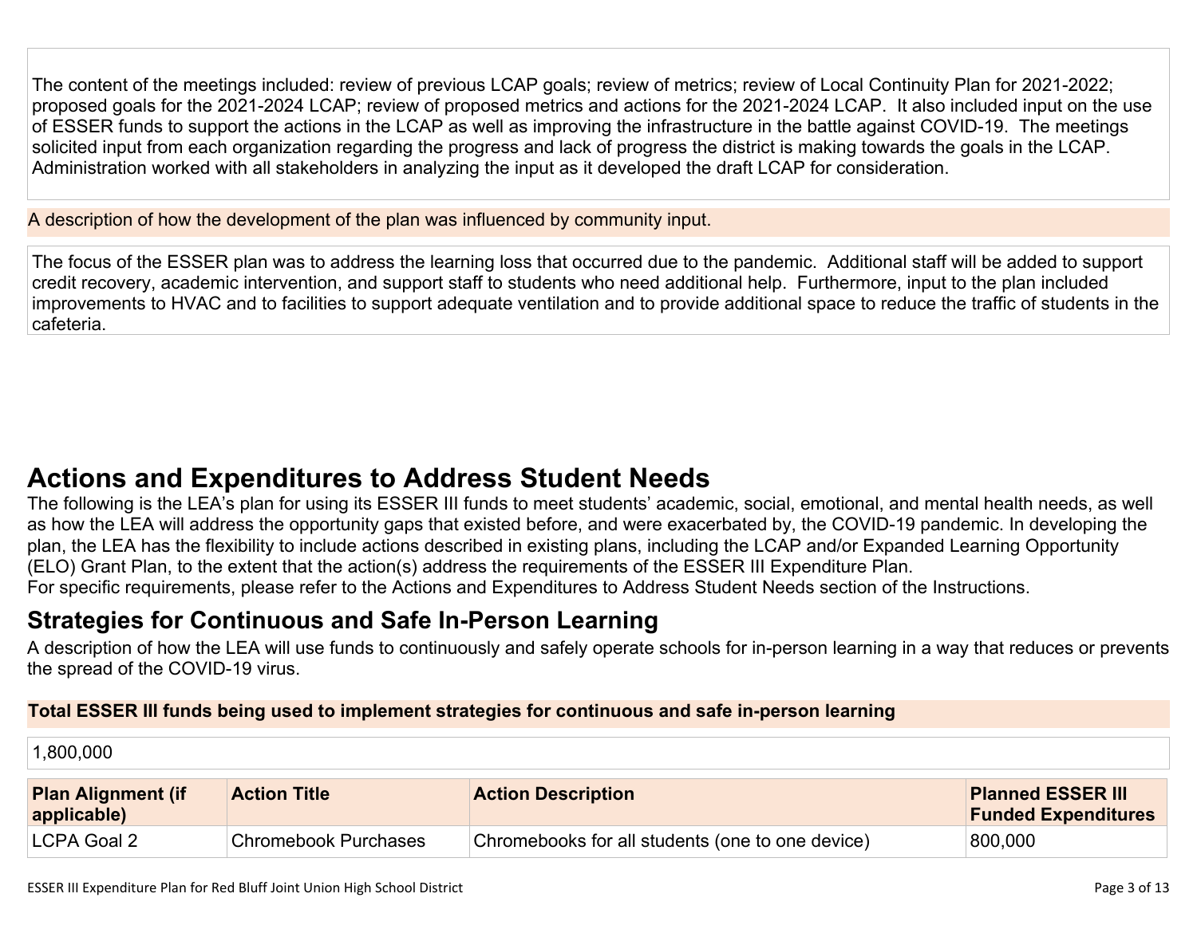The content of the meetings included: review of previous LCAP goals; review of metrics; review of Local Continuity Plan for 2021-2022; proposed goals for the 2021-2024 LCAP; review of proposed metrics and actions for the 2021-2024 LCAP. It also included input on the use of ESSER funds to support the actions in the LCAP as well as improving the infrastructure in the battle against COVID-19. The meetings solicited input from each organization regarding the progress and lack of progress the district is making towards the goals in the LCAP. Administration worked with all stakeholders in analyzing the input as it developed the draft LCAP for consideration.

A description of how the development of the plan was influenced by community input.

The focus of the ESSER plan was to address the learning loss that occurred due to the pandemic. Additional staff will be added to support credit recovery, academic intervention, and support staff to students who need additional help. Furthermore, input to the plan included improvements to HVAC and to facilities to support adequate ventilation and to provide additional space to reduce the traffic of students in the cafeteria.

# Actions and Expenditures to Address Student Needs

The following is the LEA's plan for using its ESSER III funds to meet students' academic, social, emotional, and mental health needs, as well as how the LEA will address the opportunity gaps that existed before, and were exacerbated by, the COVID-19 pandemic. In developing the plan, the LEA has the flexibility to include actions described in existing plans, including the LCAP and/or Expanded Learning Opportunity (ELO) Grant Plan, to the extent that the action(s) address the requirements of the ESSER III Expenditure Plan.
For specific requirements, please refer to the Actions and Expenditures to Address Student Needs section of the Instructions.

## Strategies for Continuous and Safe In-Person Learning

A description of how the LEA will use funds to continuously and safely operate schools for in-person learning in a way that reduces or prevents the spread of the COVID-19 virus.

**Total ESSER III funds being used to implement strategies for continuous and safe in-person learning**

1,800,000

| Plan Alignment (if applicable) | Action Title | Action Description | Planned ESSER III Funded Expenditures |
|---|---|---|---|
| LCPA Goal 2 | Chromebook Purchases | Chromebooks for all students (one to one device) | 800,000 |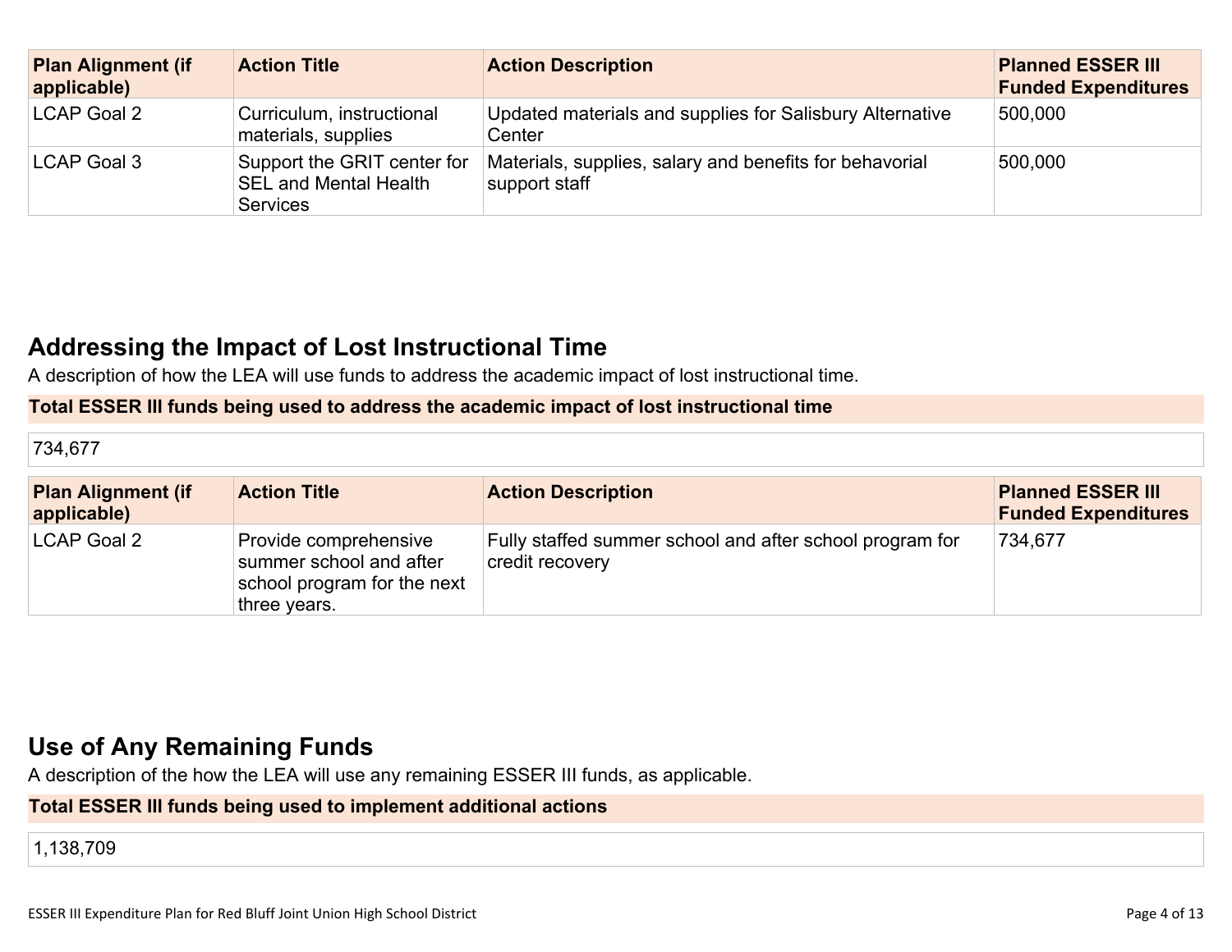| Plan Alignment (if applicable) | Action Title | Action Description | Planned ESSER III Funded Expenditures |
| --- | --- | --- | --- |
| LCAP Goal 2 | Curriculum, instructional materials, supplies | Updated materials and supplies for Salisbury Alternative Center | 500,000 |
| LCAP Goal 3 | Support the GRIT center for SEL and Mental Health Services | Materials, supplies, salary and benefits for behavorial support staff | 500,000 |

## Addressing the Impact of Lost Instructional Time

A description of how the LEA will use funds to address the academic impact of lost instructional time.

**Total ESSER III funds being used to address the academic impact of lost instructional time**

734,677

| Plan Alignment (if applicable) | Action Title | Action Description | Planned ESSER III Funded Expenditures |
| --- | --- | --- | --- |
| LCAP Goal 2 | Provide comprehensive summer school and after school program for the next three years. | Fully staffed summer school and after school program for credit recovery | 734,677 |

## Use of Any Remaining Funds

A description of the how the LEA will use any remaining ESSER III funds, as applicable.

**Total ESSER III funds being used to implement additional actions**

1,138,709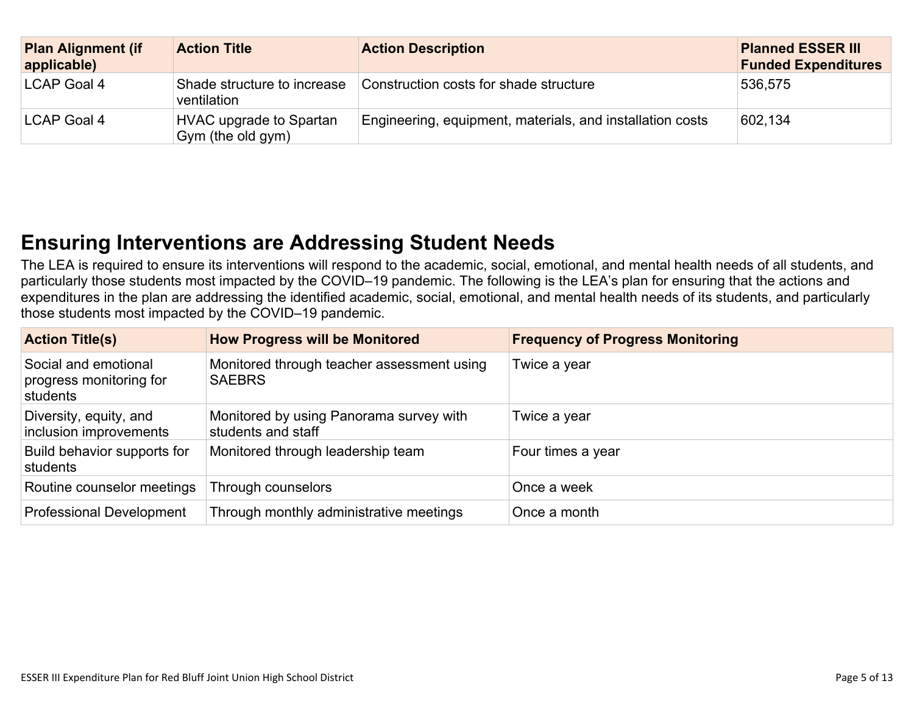| Plan Alignment (if applicable) | Action Title | Action Description | Planned ESSER III Funded Expenditures |
|---|---|---|---|
| LCAP Goal 4 | Shade structure to increase ventilation | Construction costs for shade structure | 536,575 |
| LCAP Goal 4 | HVAC upgrade to Spartan Gym (the old gym) | Engineering, equipment, materials, and installation costs | 602,134 |

## Ensuring Interventions are Addressing Student Needs

The LEA is required to ensure its interventions will respond to the academic, social, emotional, and mental health needs of all students, and particularly those students most impacted by the COVID–19 pandemic. The following is the LEA's plan for ensuring that the actions and expenditures in the plan are addressing the identified academic, social, emotional, and mental health needs of its students, and particularly those students most impacted by the COVID–19 pandemic.

| Action Title(s) | How Progress will be Monitored | Frequency of Progress Monitoring |
|---|---|---|
| Social and emotional progress monitoring for students | Monitored through teacher assessment using SAEBRS | Twice a year |
| Diversity, equity, and inclusion improvements | Monitored by using Panorama survey with students and staff | Twice a year |
| Build behavior supports for students | Monitored through leadership team | Four times a year |
| Routine counselor meetings | Through counselors | Once a week |
| Professional Development | Through monthly administrative meetings | Once a month |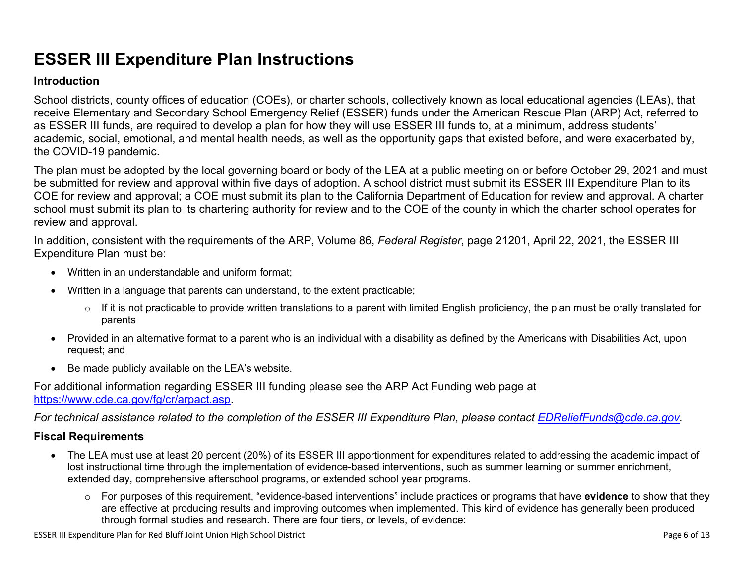# ESSER III Expenditure Plan Instructions

### Introduction

School districts, county offices of education (COEs), or charter schools, collectively known as local educational agencies (LEAs), that receive Elementary and Secondary School Emergency Relief (ESSER) funds under the American Rescue Plan (ARP) Act, referred to as ESSER III funds, are required to develop a plan for how they will use ESSER III funds to, at a minimum, address students' academic, social, emotional, and mental health needs, as well as the opportunity gaps that existed before, and were exacerbated by, the COVID-19 pandemic.

The plan must be adopted by the local governing board or body of the LEA at a public meeting on or before October 29, 2021 and must be submitted for review and approval within five days of adoption. A school district must submit its ESSER III Expenditure Plan to its COE for review and approval; a COE must submit its plan to the California Department of Education for review and approval. A charter school must submit its plan to its chartering authority for review and to the COE of the county in which the charter school operates for review and approval.

In addition, consistent with the requirements of the ARP, Volume 86, *Federal Register*, page 21201, April 22, 2021, the ESSER III Expenditure Plan must be:

- Written in an understandable and uniform format;
- Written in a language that parents can understand, to the extent practicable;
  - If it is not practicable to provide written translations to a parent with limited English proficiency, the plan must be orally translated for parents
- Provided in an alternative format to a parent who is an individual with a disability as defined by the Americans with Disabilities Act, upon request; and
- Be made publicly available on the LEA's website.

For additional information regarding ESSER III funding please see the ARP Act Funding web page at [https://www.cde.ca.gov/fg/cr/arpact.asp](https://www.cde.ca.gov/fg/cr/arpact.asp).

*For technical assistance related to the completion of the ESSER III Expenditure Plan, please contact [EDReliefFunds@cde.ca.gov](mailto:EDReliefFunds@cde.ca.gov).*

### Fiscal Requirements

- The LEA must use at least 20 percent (20%) of its ESSER III apportionment for expenditures related to addressing the academic impact of lost instructional time through the implementation of evidence-based interventions, such as summer learning or summer enrichment, extended day, comprehensive afterschool programs, or extended school year programs.
  - For purposes of this requirement, "evidence-based interventions" include practices or programs that have **evidence** to show that they are effective at producing results and improving outcomes when implemented. This kind of evidence has generally been produced through formal studies and research. There are four tiers, or levels, of evidence: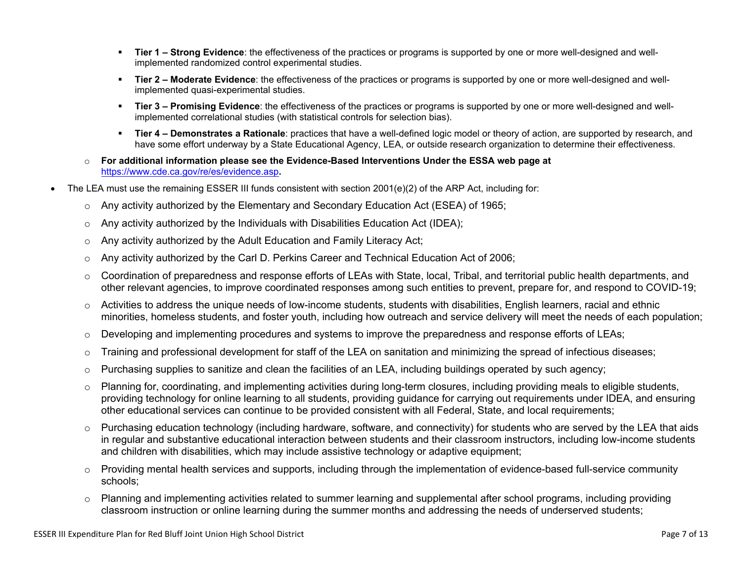- **Tier 1 – Strong Evidence**: the effectiveness of the practices or programs is supported by one or more well-designed and well-implemented randomized control experimental studies.
    - **Tier 2 – Moderate Evidence**: the effectiveness of the practices or programs is supported by one or more well-designed and well-implemented quasi-experimental studies.
    - **Tier 3 – Promising Evidence**: the effectiveness of the practices or programs is supported by one or more well-designed and well-implemented correlational studies (with statistical controls for selection bias).
    - **Tier 4 – Demonstrates a Rationale**: practices that have a well-defined logic model or theory of action, are supported by research, and have some effort underway by a State Educational Agency, LEA, or outside research organization to determine their effectiveness.
  - **For additional information please see the Evidence-Based Interventions Under the ESSA web page at** [https://www.cde.ca.gov/re/es/evidence.asp](https://www.cde.ca.gov/re/es/evidence.asp)**.**
- The LEA must use the remaining ESSER III funds consistent with section 2001(e)(2) of the ARP Act, including for:
  - Any activity authorized by the Elementary and Secondary Education Act (ESEA) of 1965;
  - Any activity authorized by the Individuals with Disabilities Education Act (IDEA);
  - Any activity authorized by the Adult Education and Family Literacy Act;
  - Any activity authorized by the Carl D. Perkins Career and Technical Education Act of 2006;
  - Coordination of preparedness and response efforts of LEAs with State, local, Tribal, and territorial public health departments, and other relevant agencies, to improve coordinated responses among such entities to prevent, prepare for, and respond to COVID-19;
  - Activities to address the unique needs of low-income students, students with disabilities, English learners, racial and ethnic minorities, homeless students, and foster youth, including how outreach and service delivery will meet the needs of each population;
  - Developing and implementing procedures and systems to improve the preparedness and response efforts of LEAs;
  - Training and professional development for staff of the LEA on sanitation and minimizing the spread of infectious diseases;
  - Purchasing supplies to sanitize and clean the facilities of an LEA, including buildings operated by such agency;
  - Planning for, coordinating, and implementing activities during long-term closures, including providing meals to eligible students, providing technology for online learning to all students, providing guidance for carrying out requirements under IDEA, and ensuring other educational services can continue to be provided consistent with all Federal, State, and local requirements;
  - Purchasing education technology (including hardware, software, and connectivity) for students who are served by the LEA that aids in regular and substantive educational interaction between students and their classroom instructors, including low-income students and children with disabilities, which may include assistive technology or adaptive equipment;
  - Providing mental health services and supports, including through the implementation of evidence-based full-service community schools;
  - Planning and implementing activities related to summer learning and supplemental after school programs, including providing classroom instruction or online learning during the summer months and addressing the needs of underserved students;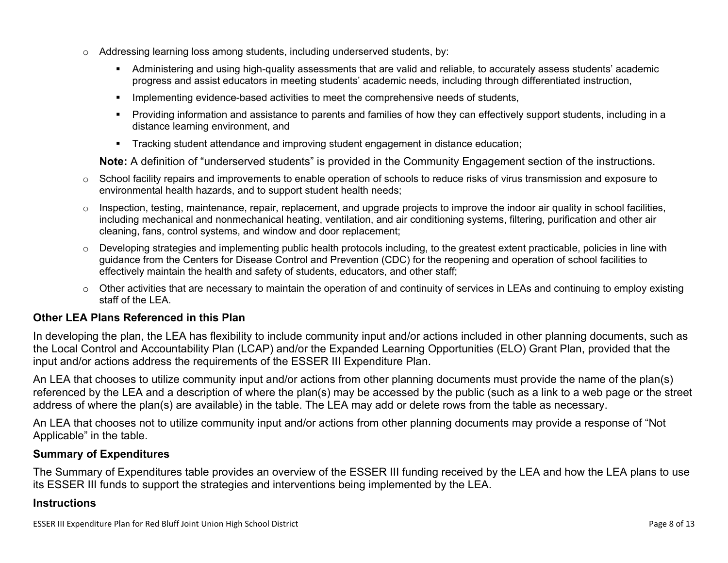- Addressing learning loss among students, including underserved students, by:
  - Administering and using high-quality assessments that are valid and reliable, to accurately assess students' academic progress and assist educators in meeting students' academic needs, including through differentiated instruction,
  - Implementing evidence-based activities to meet the comprehensive needs of students,
  - Providing information and assistance to parents and families of how they can effectively support students, including in a distance learning environment, and
  - Tracking student attendance and improving student engagement in distance education;

  **Note:** A definition of "underserved students" is provided in the Community Engagement section of the instructions.
- School facility repairs and improvements to enable operation of schools to reduce risks of virus transmission and exposure to environmental health hazards, and to support student health needs;
- Inspection, testing, maintenance, repair, replacement, and upgrade projects to improve the indoor air quality in school facilities, including mechanical and nonmechanical heating, ventilation, and air conditioning systems, filtering, purification and other air cleaning, fans, control systems, and window and door replacement;
- Developing strategies and implementing public health protocols including, to the greatest extent practicable, policies in line with guidance from the Centers for Disease Control and Prevention (CDC) for the reopening and operation of school facilities to effectively maintain the health and safety of students, educators, and other staff;
- Other activities that are necessary to maintain the operation of and continuity of services in LEAs and continuing to employ existing staff of the LEA.

### Other LEA Plans Referenced in this Plan

In developing the plan, the LEA has flexibility to include community input and/or actions included in other planning documents, such as the Local Control and Accountability Plan (LCAP) and/or the Expanded Learning Opportunities (ELO) Grant Plan, provided that the input and/or actions address the requirements of the ESSER III Expenditure Plan.

An LEA that chooses to utilize community input and/or actions from other planning documents must provide the name of the plan(s) referenced by the LEA and a description of where the plan(s) may be accessed by the public (such as a link to a web page or the street address of where the plan(s) are available) in the table. The LEA may add or delete rows from the table as necessary.

An LEA that chooses not to utilize community input and/or actions from other planning documents may provide a response of "Not Applicable" in the table.

### Summary of Expenditures

The Summary of Expenditures table provides an overview of the ESSER III funding received by the LEA and how the LEA plans to use its ESSER III funds to support the strategies and interventions being implemented by the LEA.

### Instructions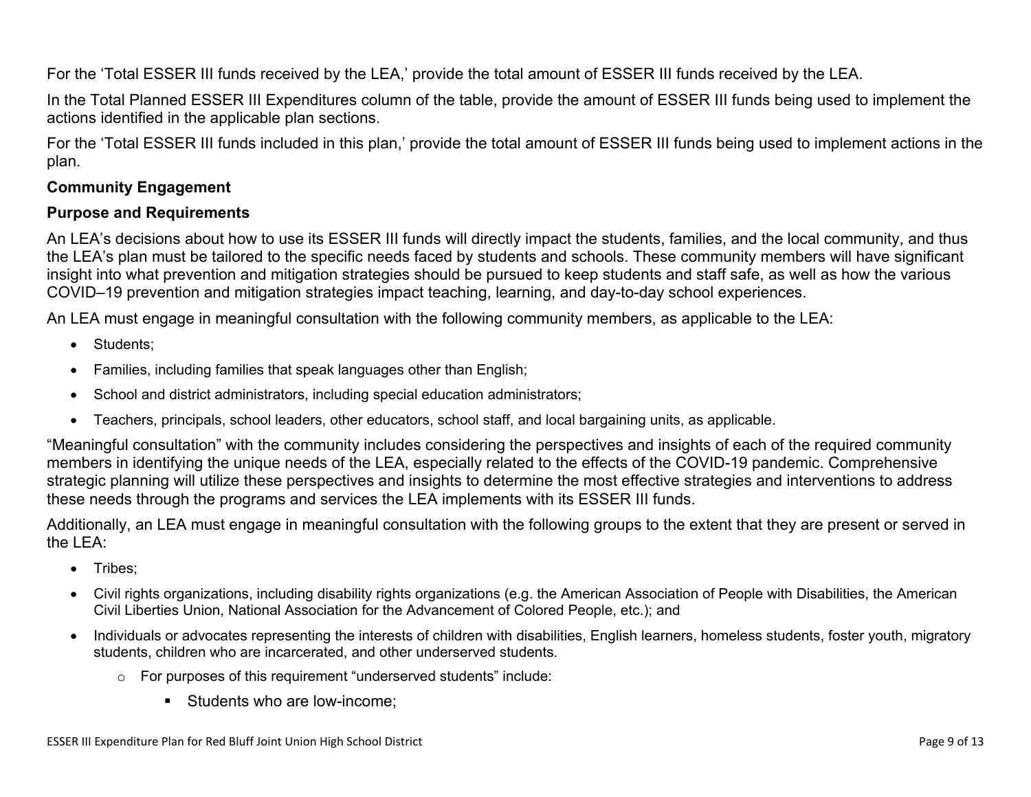For the 'Total ESSER III funds received by the LEA,' provide the total amount of ESSER III funds received by the LEA.

In the Total Planned ESSER III Expenditures column of the table, provide the amount of ESSER III funds being used to implement the actions identified in the applicable plan sections.

For the 'Total ESSER III funds included in this plan,' provide the total amount of ESSER III funds being used to implement actions in the plan.

**Community Engagement**

**Purpose and Requirements**

An LEA's decisions about how to use its ESSER III funds will directly impact the students, families, and the local community, and thus the LEA's plan must be tailored to the specific needs faced by students and schools. These community members will have significant insight into what prevention and mitigation strategies should be pursued to keep students and staff safe, as well as how the various COVID–19 prevention and mitigation strategies impact teaching, learning, and day-to-day school experiences.

An LEA must engage in meaningful consultation with the following community members, as applicable to the LEA:

- Students;
- Families, including families that speak languages other than English;
- School and district administrators, including special education administrators;
- Teachers, principals, school leaders, other educators, school staff, and local bargaining units, as applicable.

"Meaningful consultation" with the community includes considering the perspectives and insights of each of the required community members in identifying the unique needs of the LEA, especially related to the effects of the COVID-19 pandemic. Comprehensive strategic planning will utilize these perspectives and insights to determine the most effective strategies and interventions to address these needs through the programs and services the LEA implements with its ESSER III funds.

Additionally, an LEA must engage in meaningful consultation with the following groups to the extent that they are present or served in the LEA:

- Tribes;
- Civil rights organizations, including disability rights organizations (e.g. the American Association of People with Disabilities, the American Civil Liberties Union, National Association for the Advancement of Colored People, etc.); and
- Individuals or advocates representing the interests of children with disabilities, English learners, homeless students, foster youth, migratory students, children who are incarcerated, and other underserved students.
    - For purposes of this requirement "underserved students" include:
        - Students who are low-income;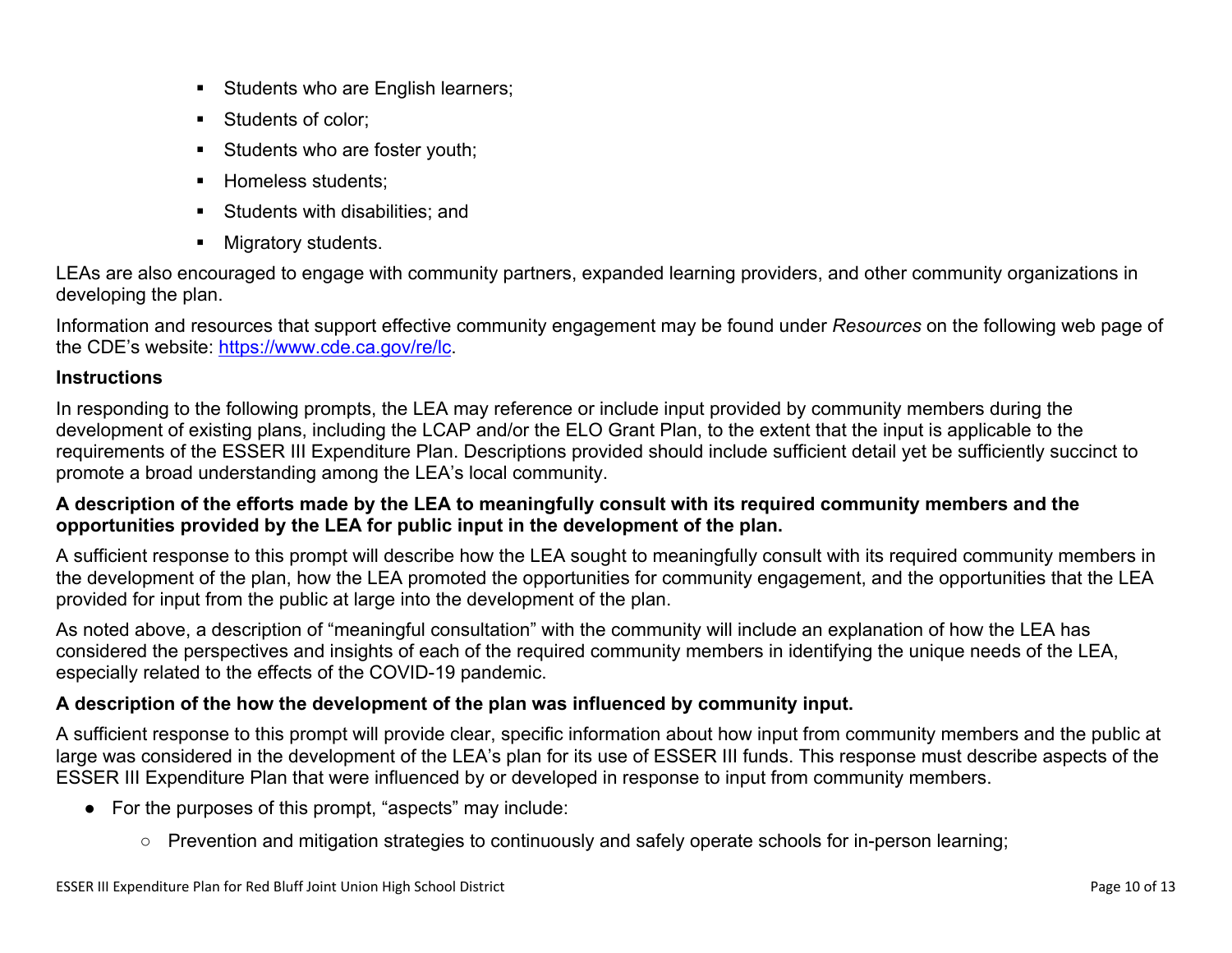- Students who are English learners;
- Students of color;
- Students who are foster youth;
- Homeless students;
- Students with disabilities; and
- Migratory students.

LEAs are also encouraged to engage with community partners, expanded learning providers, and other community organizations in developing the plan.

Information and resources that support effective community engagement may be found under *Resources* on the following web page of the CDE's website: [https://www.cde.ca.gov/re/lc](https://www.cde.ca.gov/re/lc).

### Instructions

In responding to the following prompts, the LEA may reference or include input provided by community members during the development of existing plans, including the LCAP and/or the ELO Grant Plan, to the extent that the input is applicable to the requirements of the ESSER III Expenditure Plan. Descriptions provided should include sufficient detail yet be sufficiently succinct to promote a broad understanding among the LEA's local community.

**A description of the efforts made by the LEA to meaningfully consult with its required community members and the opportunities provided by the LEA for public input in the development of the plan.**

A sufficient response to this prompt will describe how the LEA sought to meaningfully consult with its required community members in the development of the plan, how the LEA promoted the opportunities for community engagement, and the opportunities that the LEA provided for input from the public at large into the development of the plan.

As noted above, a description of "meaningful consultation" with the community will include an explanation of how the LEA has considered the perspectives and insights of each of the required community members in identifying the unique needs of the LEA, especially related to the effects of the COVID-19 pandemic.

**A description of the how the development of the plan was influenced by community input.**

A sufficient response to this prompt will provide clear, specific information about how input from community members and the public at large was considered in the development of the LEA's plan for its use of ESSER III funds. This response must describe aspects of the ESSER III Expenditure Plan that were influenced by or developed in response to input from community members.

- For the purposes of this prompt, "aspects" may include:
  - Prevention and mitigation strategies to continuously and safely operate schools for in-person learning;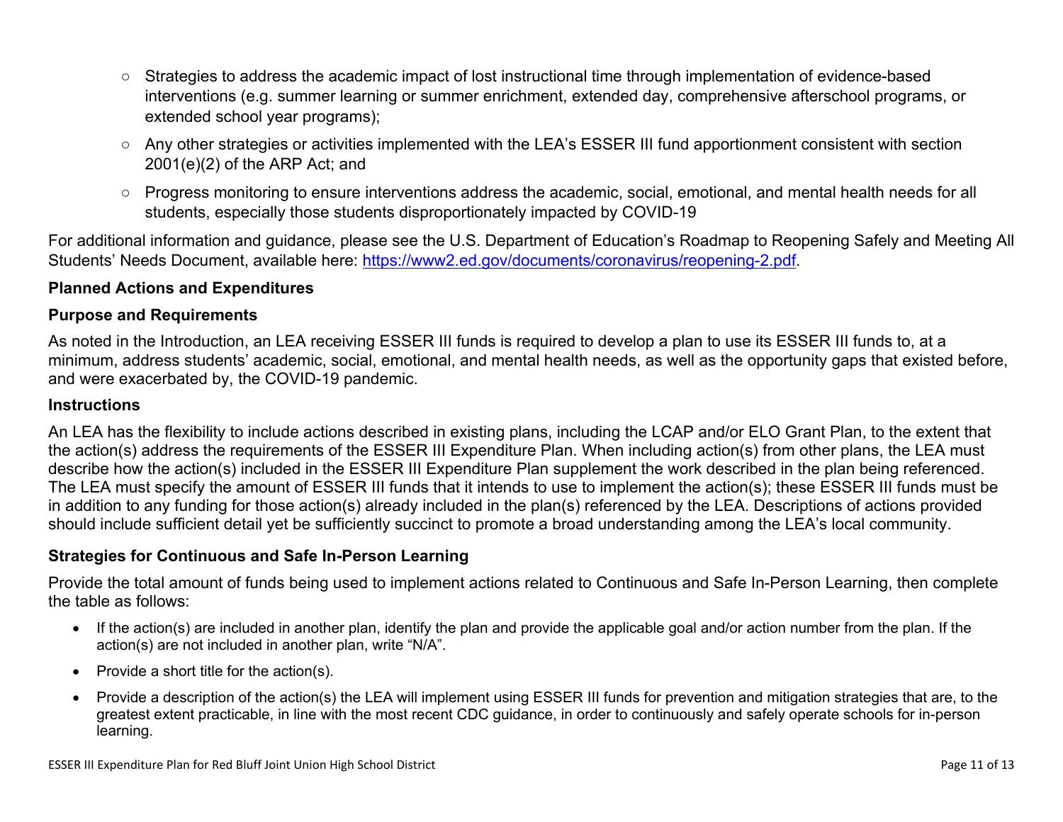- Strategies to address the academic impact of lost instructional time through implementation of evidence-based interventions (e.g. summer learning or summer enrichment, extended day, comprehensive afterschool programs, or extended school year programs);
- Any other strategies or activities implemented with the LEA's ESSER III fund apportionment consistent with section 2001(e)(2) of the ARP Act; and
- Progress monitoring to ensure interventions address the academic, social, emotional, and mental health needs for all students, especially those students disproportionately impacted by COVID-19

For additional information and guidance, please see the U.S. Department of Education's Roadmap to Reopening Safely and Meeting All Students' Needs Document, available here: https://www2.ed.gov/documents/coronavirus/reopening-2.pdf.

**Planned Actions and Expenditures**

**Purpose and Requirements**

As noted in the Introduction, an LEA receiving ESSER III funds is required to develop a plan to use its ESSER III funds to, at a minimum, address students' academic, social, emotional, and mental health needs, as well as the opportunity gaps that existed before, and were exacerbated by, the COVID-19 pandemic.

**Instructions**

An LEA has the flexibility to include actions described in existing plans, including the LCAP and/or ELO Grant Plan, to the extent that the action(s) address the requirements of the ESSER III Expenditure Plan. When including action(s) from other plans, the LEA must describe how the action(s) included in the ESSER III Expenditure Plan supplement the work described in the plan being referenced. The LEA must specify the amount of ESSER III funds that it intends to use to implement the action(s); these ESSER III funds must be in addition to any funding for those action(s) already included in the plan(s) referenced by the LEA. Descriptions of actions provided should include sufficient detail yet be sufficiently succinct to promote a broad understanding among the LEA's local community.

**Strategies for Continuous and Safe In-Person Learning**

Provide the total amount of funds being used to implement actions related to Continuous and Safe In-Person Learning, then complete the table as follows:

- If the action(s) are included in another plan, identify the plan and provide the applicable goal and/or action number from the plan. If the action(s) are not included in another plan, write "N/A".
- Provide a short title for the action(s).
- Provide a description of the action(s) the LEA will implement using ESSER III funds for prevention and mitigation strategies that are, to the greatest extent practicable, in line with the most recent CDC guidance, in order to continuously and safely operate schools for in-person learning.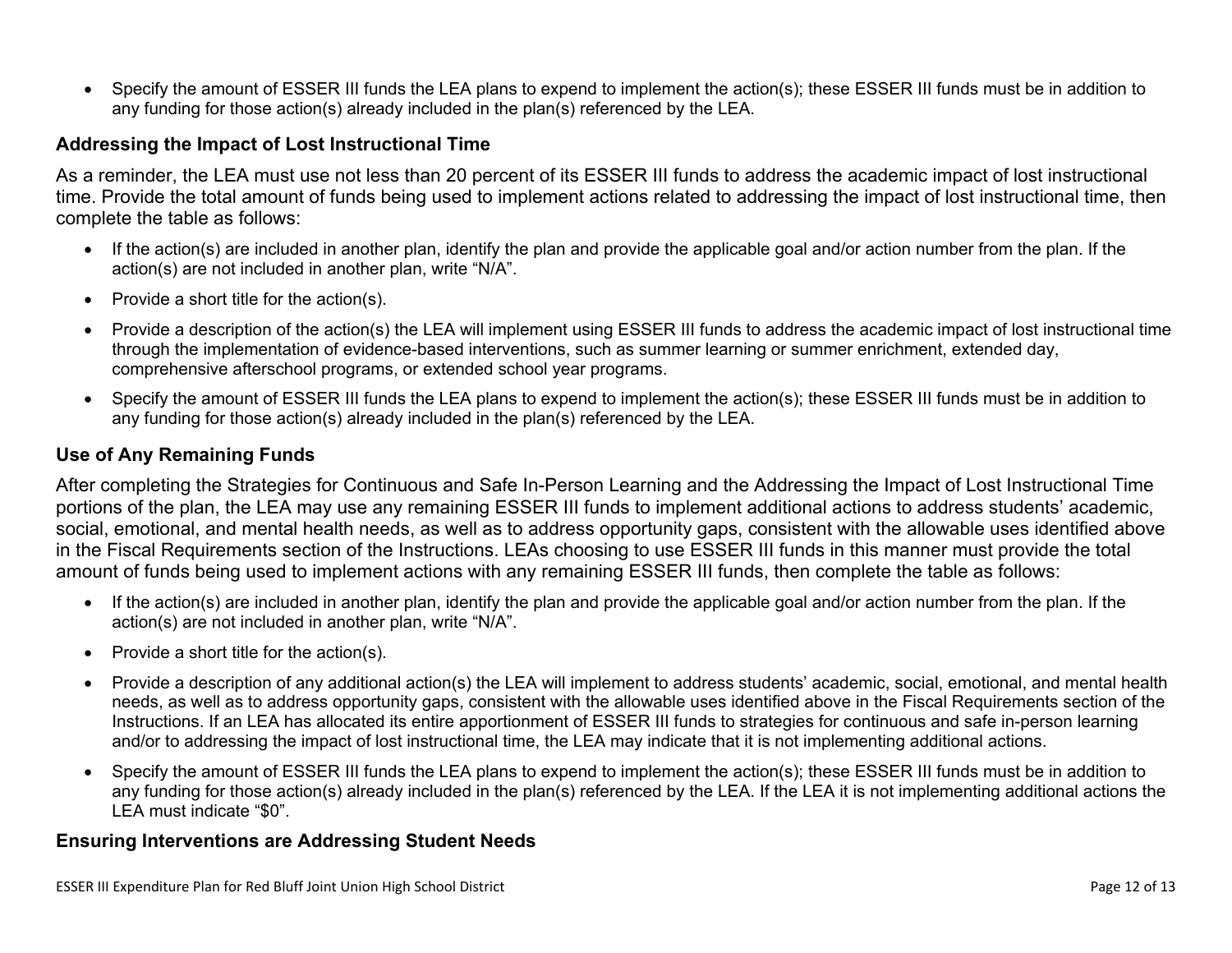- Specify the amount of ESSER III funds the LEA plans to expend to implement the action(s); these ESSER III funds must be in addition to any funding for those action(s) already included in the plan(s) referenced by the LEA.

### Addressing the Impact of Lost Instructional Time

As a reminder, the LEA must use not less than 20 percent of its ESSER III funds to address the academic impact of lost instructional time. Provide the total amount of funds being used to implement actions related to addressing the impact of lost instructional time, then complete the table as follows:

- If the action(s) are included in another plan, identify the plan and provide the applicable goal and/or action number from the plan. If the action(s) are not included in another plan, write "N/A".
- Provide a short title for the action(s).
- Provide a description of the action(s) the LEA will implement using ESSER III funds to address the academic impact of lost instructional time through the implementation of evidence-based interventions, such as summer learning or summer enrichment, extended day, comprehensive afterschool programs, or extended school year programs.
- Specify the amount of ESSER III funds the LEA plans to expend to implement the action(s); these ESSER III funds must be in addition to any funding for those action(s) already included in the plan(s) referenced by the LEA.

### Use of Any Remaining Funds

After completing the Strategies for Continuous and Safe In-Person Learning and the Addressing the Impact of Lost Instructional Time portions of the plan, the LEA may use any remaining ESSER III funds to implement additional actions to address students' academic, social, emotional, and mental health needs, as well as to address opportunity gaps, consistent with the allowable uses identified above in the Fiscal Requirements section of the Instructions. LEAs choosing to use ESSER III funds in this manner must provide the total amount of funds being used to implement actions with any remaining ESSER III funds, then complete the table as follows:

- If the action(s) are included in another plan, identify the plan and provide the applicable goal and/or action number from the plan. If the action(s) are not included in another plan, write "N/A".
- Provide a short title for the action(s).
- Provide a description of any additional action(s) the LEA will implement to address students' academic, social, emotional, and mental health needs, as well as to address opportunity gaps, consistent with the allowable uses identified above in the Fiscal Requirements section of the Instructions. If an LEA has allocated its entire apportionment of ESSER III funds to strategies for continuous and safe in-person learning and/or to addressing the impact of lost instructional time, the LEA may indicate that it is not implementing additional actions.
- Specify the amount of ESSER III funds the LEA plans to expend to implement the action(s); these ESSER III funds must be in addition to any funding for those action(s) already included in the plan(s) referenced by the LEA. If the LEA it is not implementing additional actions the LEA must indicate "$0".

### Ensuring Interventions are Addressing Student Needs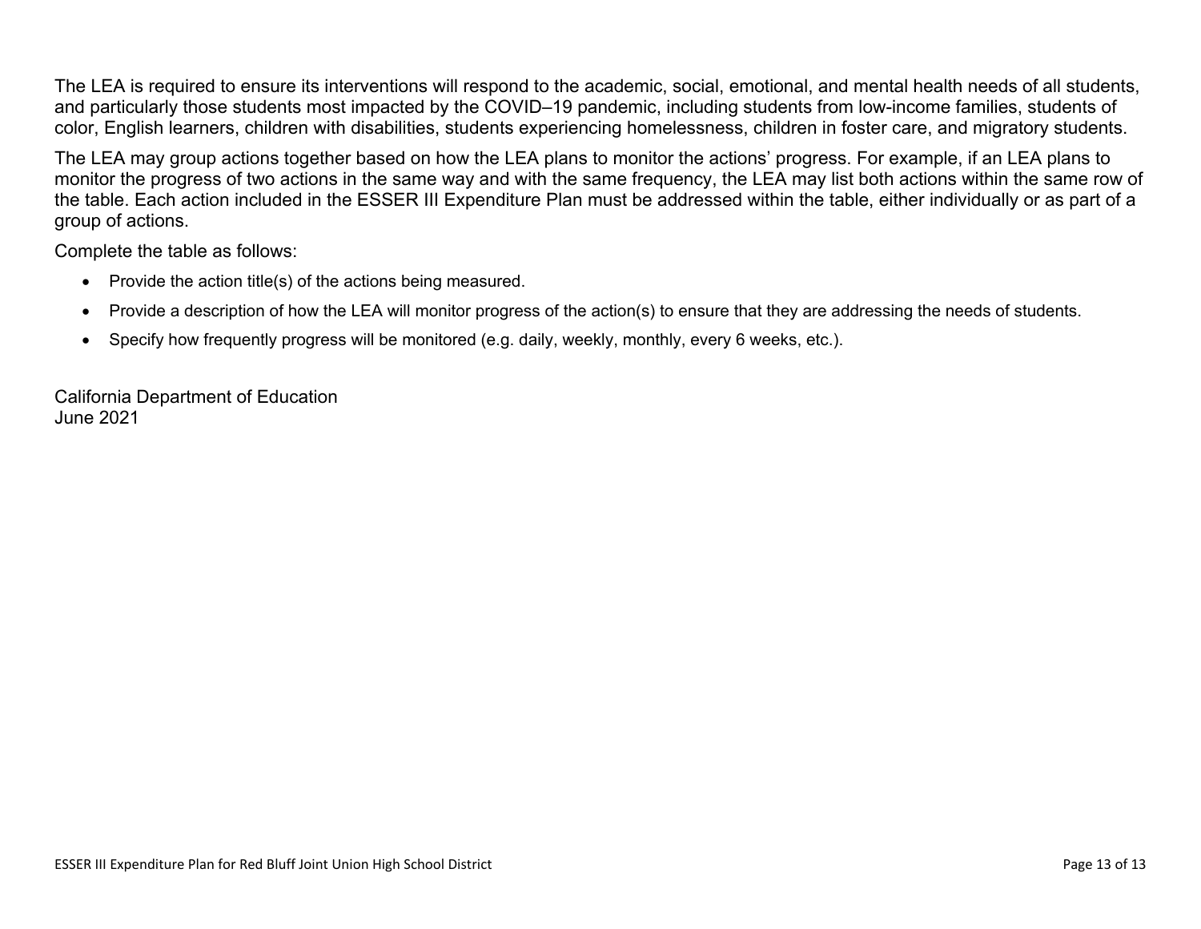The LEA is required to ensure its interventions will respond to the academic, social, emotional, and mental health needs of all students, and particularly those students most impacted by the COVID–19 pandemic, including students from low-income families, students of color, English learners, children with disabilities, students experiencing homelessness, children in foster care, and migratory students.

The LEA may group actions together based on how the LEA plans to monitor the actions' progress. For example, if an LEA plans to monitor the progress of two actions in the same way and with the same frequency, the LEA may list both actions within the same row of the table. Each action included in the ESSER III Expenditure Plan must be addressed within the table, either individually or as part of a group of actions.

Complete the table as follows:

- Provide the action title(s) of the actions being measured.
- Provide a description of how the LEA will monitor progress of the action(s) to ensure that they are addressing the needs of students.
- Specify how frequently progress will be monitored (e.g. daily, weekly, monthly, every 6 weeks, etc.).

California Department of Education
June 2021